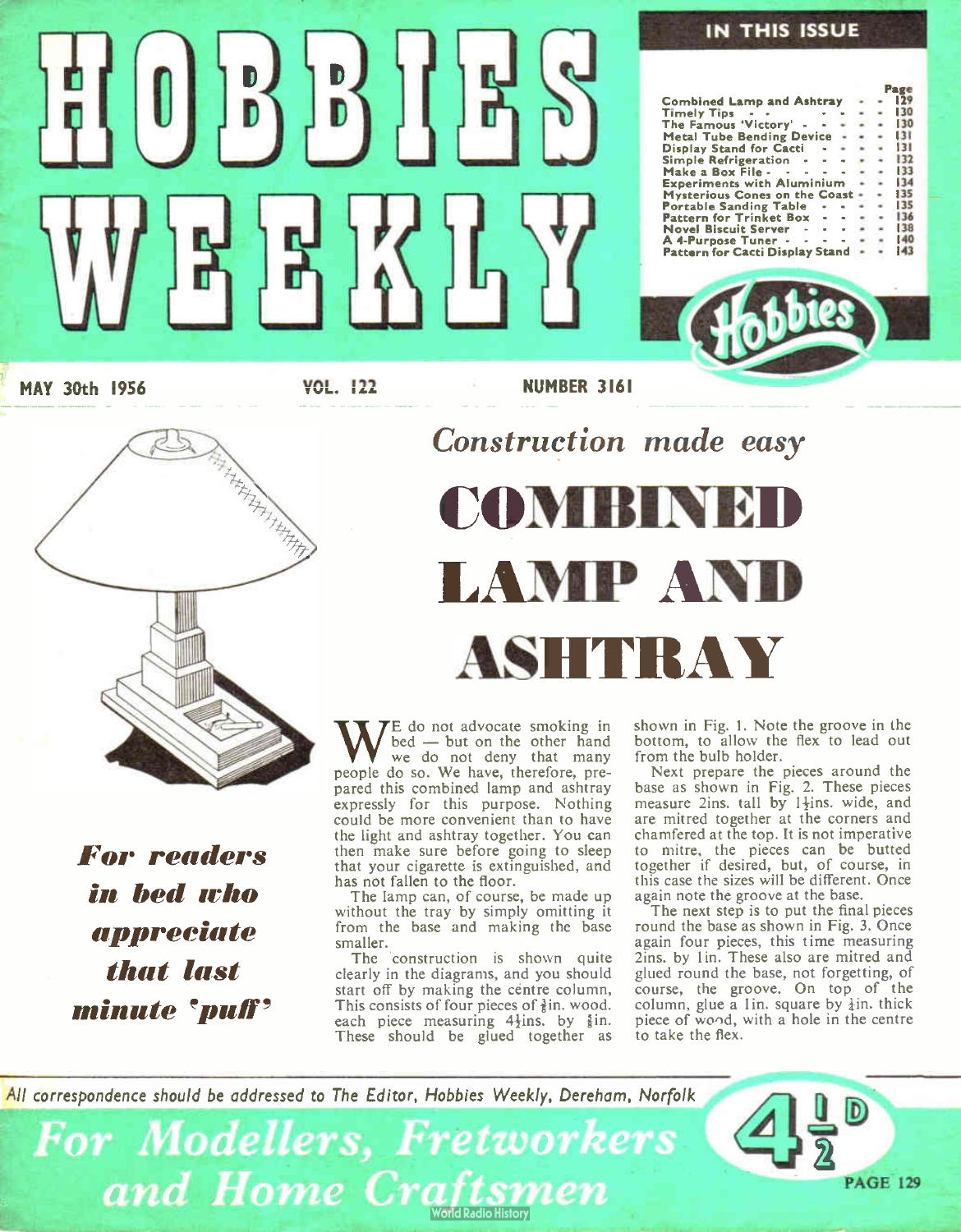# HOBBIES WEEKLY

## IN THIS ISSUE

| | Page |
|---|---|
| Combined Lamp and Ashtray | 129 |
| Timely Tips | 130 |
| The Famous 'Victory' | 130 |
| Metal Tube Bending Device | 131 |
| Display Stand for Cacti | 131 |
| Simple Refrigeration | 132 |
| Make a Box File | 133 |
| Experiments with Aluminium | 134 |
| Mysterious Cones on the Coast | 135 |
| Portable Sanding Table | 135 |
| Pattern for Trinket Box | 136 |
| Novel Biscuit Server | 138 |
| A 4-Purpose Tuner | 140 |
| Pattern for Cacti Display Stand | 143 |

MAY 30th 1956 VOL. 122 NUMBER 3161

*Construction made easy*

# COMBINED LAMP AND ASHTRAY

***For readers in bed who appreciate that last minute 'puff'***

WE do not advocate smoking in bed — but on the other hand we do not deny that many people do so. We have, therefore, prepared this combined lamp and ashtray expressly for this purpose. Nothing could be more convenient than to have the light and ashtray together. You can then make sure before going to sleep that your cigarette is extinguished, and has not fallen to the floor.

The lamp can, of course, be made up without the tray by simply omitting it from the base and making the base smaller.

The construction is shown quite clearly in the diagrams, and you should start off by making the centre column. This consists of four pieces of ⅜in. wood, each piece measuring 4½ins. by ⅜in. These should be glued together as shown in Fig. 1. Note the groove in the bottom, to allow the flex to lead out from the bulb holder.

Next prepare the pieces around the base as shown in Fig. 2. These pieces measure 2ins. tall by 1½ins. wide, and are mitred together at the corners and chamfered at the top. It is not imperative to mitre, the pieces can be butted together if desired, but, of course, in this case the sizes will be different. Once again note the groove at the base.

The next step is to put the final pieces round the base as shown in Fig. 3. Once again four pieces, this time measuring 2ins. by 1in. These also are mitred and glued round the base, not forgetting, of course, the groove. On top of the column, glue a 1in. square by ¼in. thick piece of wood, with a hole in the centre to take the flex.

*All correspondence should be addressed to The Editor, Hobbies Weekly, Dereham, Norfolk*

*For Modellers, Fretworkers and Home Craftsmen*

4½D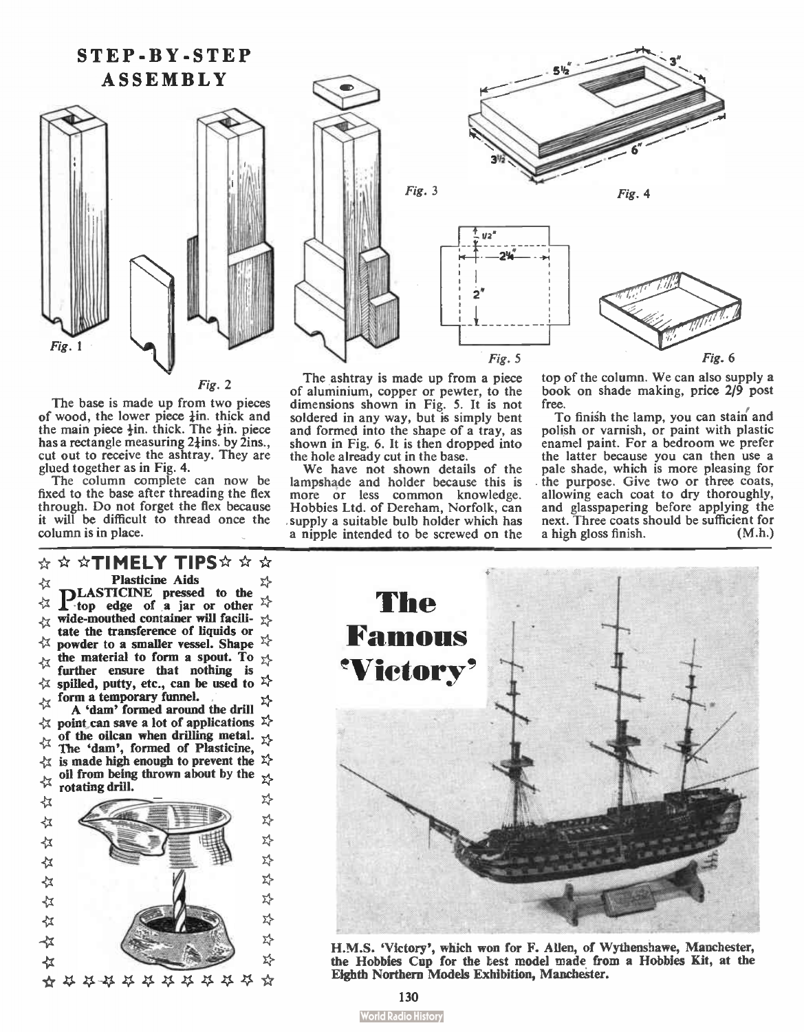## STEP-BY-STEP ASSEMBLY

*Fig. 1*

*Fig. 2*

*Fig. 3*

*Fig. 4*

*Fig. 5*

*Fig. 6*

The base is made up from two pieces of wood, the lower piece ¼in. thick and the main piece ½in. thick. The ½in. piece has a rectangle measuring 2¼ins. by 2ins., cut out to receive the ashtray. They are glued together as in Fig. 4.

The column complete can now be fixed to the base after threading the flex through. Do not forget the flex because it will be difficult to thread once the column is in place.

The ashtray is made up from a piece of aluminium, copper or pewter, to the dimensions shown in Fig. 5. It is not soldered in any way, but is simply bent and formed into the shape of a tray, as shown in Fig. 6. It is then dropped into the hole already cut in the base.

We have not shown details of the lampshade and holder because this is more or less common knowledge. Hobbies Ltd. of Dereham, Norfolk, can supply a suitable bulb holder which has a nipple intended to be screwed on the top of the column. We can also supply a book on shade making, price 2/9 post free.

To finish the lamp, you can stain and polish or varnish, or paint with plastic enamel paint. For a bedroom we prefer the latter because you can then use a pale shade, which is more pleasing for the purpose. Give two or three coats, allowing each coat to dry thoroughly, and glasspapering before applying the next. Three coats should be sufficient for a high gloss finish. (M.h.)

## ☆ ☆ ☆ TIMELY TIPS ☆ ☆ ☆

**Plasticine Aids**

**PLASTICINE pressed to the top edge of a jar or other wide-mouthed container will facilitate the transference of liquids or powder to a smaller vessel. Shape the material to form a spout. To further ensure that nothing is spilled, putty, etc., can be used to form a temporary funnel.**

**A 'dam' formed around the drill point can save a lot of applications of the oilcan when drilling metal. The 'dam', formed of Plasticine, is made high enough to prevent the oil from being thrown about by the rotating drill.**

# The Famous 'Victory'

H.M.S. 'Victory', which won for F. Allen, of Wythenshawe, Manchester, the Hobbies Cup for the best model made from a Hobbies Kit, at the Eighth Northern Models Exhibition, Manchester.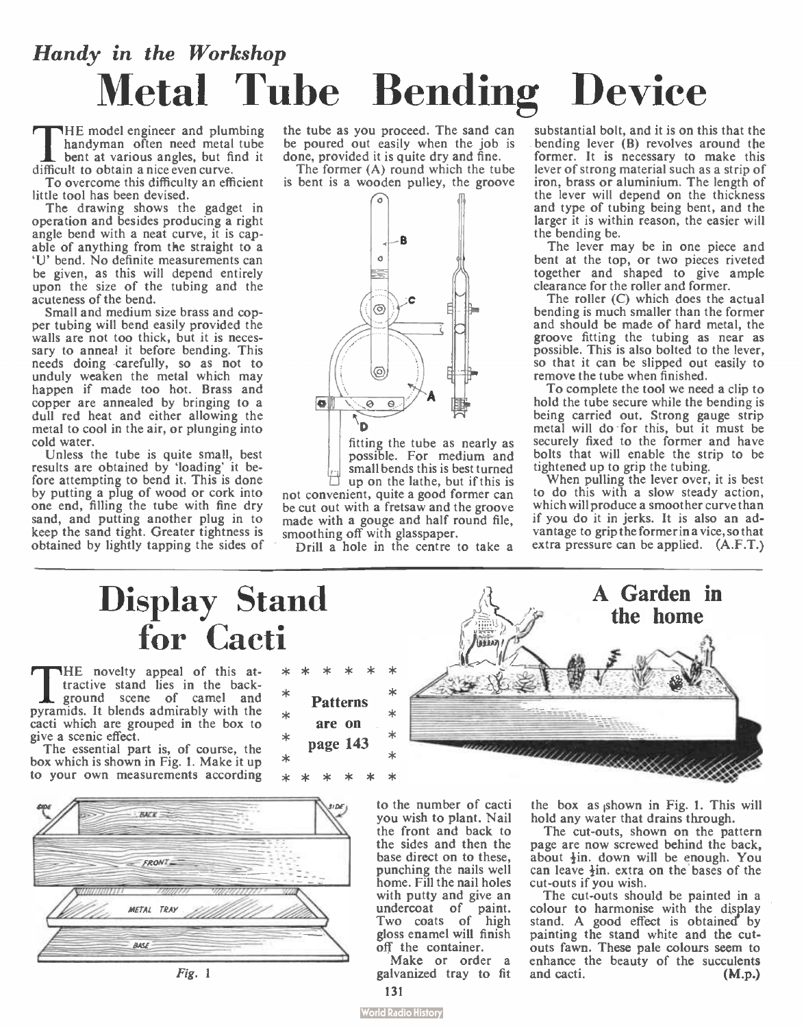*Handy in the Workshop*

# Metal Tube Bending Device

THE model engineer and plumbing handyman often need metal tube bent at various angles, but find it difficult to obtain a nice even curve.

To overcome this difficulty an efficient little tool has been devised.

The drawing shows the gadget in operation and besides producing a right angle bend with a neat curve, it is capable of anything from the straight to a 'U' bend. No definite measurements can be given, as this will depend entirely upon the size of the tubing and the acuteness of the bend.

Small and medium size brass and copper tubing will bend easily provided the walls are not too thick, but it is necessary to anneal it before bending. This needs doing carefully, so as not to unduly weaken the metal which may happen if made too hot. Brass and copper are annealed by bringing to a dull red heat and either allowing the metal to cool in the air, or plunging into cold water.

Unless the tube is quite small, best results are obtained by 'loading' it before attempting to bend it. This is done by putting a plug of wood or cork into one end, filling the tube with fine dry sand, and putting another plug in to keep the sand tight. Greater tightness is obtained by lightly tapping the sides of the tube as you proceed. The sand can be poured out easily when the job is done, provided it is quite dry and fine.

The former (A) round which the tube is bent is a wooden pulley, the groove fitting the tube as nearly as possible. For medium and small bends this is best turned up on the lathe, but if this is not convenient, quite a good former can be cut out with a fretsaw and the groove made with a gouge and half round file, smoothing off with glasspaper.

Drill a hole in the centre to take a substantial bolt, and it is on this that the bending lever (B) revolves around the former. It is necessary to make this lever of strong material such as a strip of iron, brass or aluminium. The length of the lever will depend on the thickness and type of tubing being bent, and the larger it is within reason, the easier will the bending be.

The lever may be in one piece and bent at the top, or two pieces riveted together and shaped to give ample clearance for the roller and former.

The roller (C) which does the actual bending is much smaller than the former and should be made of hard metal, the groove fitting the tubing as near as possible. This is also bolted to the lever, so that it can be slipped out easily to remove the tube when finished.

To complete the tool we need a clip to hold the tube secure while the bending is being carried out. Strong gauge strip metal will do for this, but it must be securely fixed to the former and have bolts that will enable the strip to be tightened up to grip the tubing.

When pulling the lever over, it is best to do this with a slow steady action, which will produce a smoother curve than if you do it in jerks. It is also an advantage to grip the former in a vice, so that extra pressure can be applied. (A.F.T.)

---

# Display Stand for Cacti

## A Garden in the home

THE novelty appeal of this attractive stand lies in the background scene of camel and pyramids. It blends admirably with the cacti which are grouped in the box to give a scenic effect.

**Patterns are on page 143**

The essential part is, of course, the box which is shown in Fig. 1. Make it up to your own measurements according to the number of cacti you wish to plant. Nail the front and back to the sides and then the base direct on to these, punching the nails well home. Fill the nail holes with putty and give an undercoat of paint. Two coats of high gloss enamel will finish off the container.

*Fig. 1*

Make or order a galvanized tray to fit the box as shown in Fig. 1. This will hold any water that drains through.

The cut-outs, shown on the pattern page are now screwed behind the back, about ½in. down will be enough. You can leave ½in. extra on the bases of the cut-outs if you wish.

The cut-outs should be painted in a colour to harmonise with the display stand. A good effect is obtained by painting the stand white and the cut-outs fawn. These pale colours seem to enhance the beauty of the succulents and cacti. (M.p.)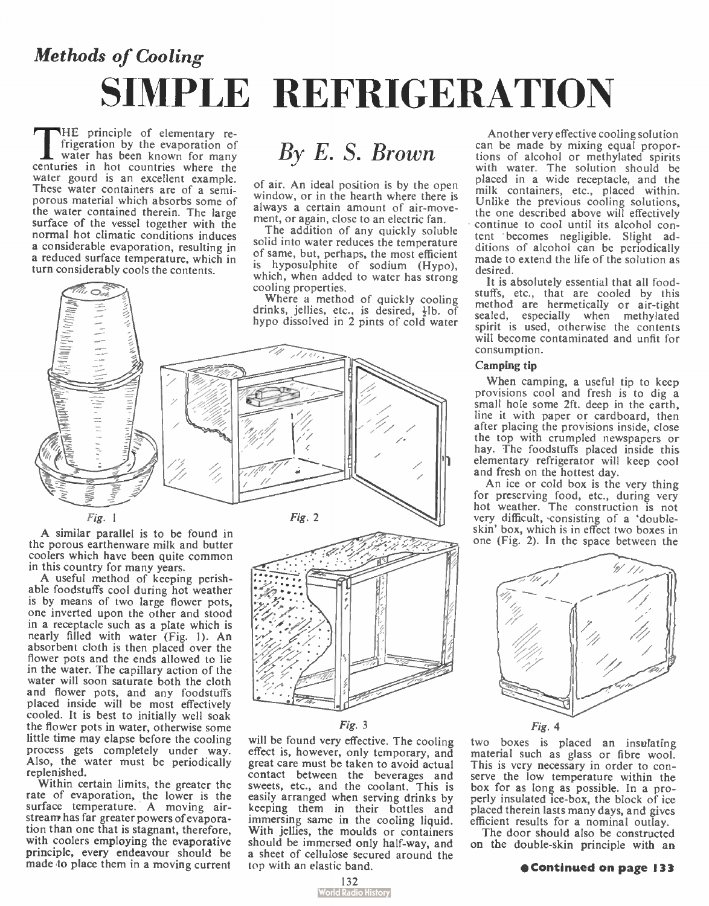*Methods of Cooling*

# SIMPLE REFRIGERATION

## *By E. S. Brown*

THE principle of elementary refrigeration by the evaporation of water has been known for many centuries in hot countries where the water gourd is an excellent example. These water containers are of a semi-porous material which absorbs some of the water contained therein. The large surface of the vessel together with the normal hot climatic conditions induces a considerable evaporation, resulting in a reduced surface temperature, which in turn considerably cools the contents.

Fig. 1

Fig. 2

A similar parallel is to be found in the porous earthenware milk and butter coolers which have been quite common in this country for many years.

A useful method of keeping perishable foodstuffs cool during hot weather is by means of two large flower pots, one inverted upon the other and stood in a receptacle such as a plate which is nearly filled with water (Fig. 1). An absorbent cloth is then placed over the flower pots and the ends allowed to lie in the water. The capillary action of the water will soon saturate both the cloth and flower pots, and any foodstuffs placed inside will be most effectively cooled. It is best to initially well soak the flower pots in water, otherwise some little time may elapse before the cooling process gets completely under way. Also, the water must be periodically replenished.

Within certain limits, the greater the rate of evaporation, the lower is the surface temperature. A moving air-stream has far greater powers of evaporation than one that is stagnant, therefore, with coolers employing the evaporative principle, every endeavour should be made to place them in a moving current of air. An ideal position is by the open window, or in the hearth where there is always a certain amount of air-movement, or again, close to an electric fan.

The addition of any quickly soluble solid into water reduces the temperature of same, but, perhaps, the most efficient is hyposulphite of sodium (Hypo), which, when added to water has strong cooling properties.

Where a method of quickly cooling drinks, jellies, etc., is desired, ½lb. of hypo dissolved in 2 pints of cold water will be found very effective. The cooling effect is, however, only temporary, and great care must be taken to avoid actual contact between the beverages and sweets, etc., and the coolant. This is easily arranged when serving drinks by keeping them in their bottles and immersing same in the cooling liquid. With jellies, the moulds or containers should be immersed only half-way, and a sheet of cellulose secured around the top with an elastic band.

Fig. 3

Another very effective cooling solution can be made by mixing equal proportions of alcohol or methylated spirits with water. The solution should be placed in a wide receptacle, and the milk containers, etc., placed within. Unlike the previous cooling solutions, the one described above will effectively continue to cool until its alcohol content becomes negligible. Slight additions of alcohol can be periodically made to extend the life of the solution as desired.

It is absolutely essential that all foodstuffs, etc., that are cooled by this method are hermetically or air-tight sealed, especially when methylated spirit is used, otherwise the contents will become contaminated and unfit for consumption.

### Camping tip

When camping, a useful tip to keep provisions cool and fresh is to dig a small hole some 2ft. deep in the earth, line it with paper or cardboard, then after placing the provisions inside, close the top with crumpled newspapers or hay. The foodstuffs placed inside this elementary refrigerator will keep cool and fresh on the hottest day.

An ice or cold box is the very thing for preserving food, etc., during very hot weather. The construction is not very difficult, consisting of a 'double-skin' box, which is in effect two boxes in one (Fig. 2). In the space between the two boxes is placed an insulating material such as glass or fibre wool. This is very necessary in order to conserve the low temperature within the box for as long as possible. In a properly insulated ice-box, the block of ice placed therein lasts many days, and gives efficient results for a nominal outlay.

Fig. 4

The door should also be constructed on the double-skin principle with an

**Continued on page 133**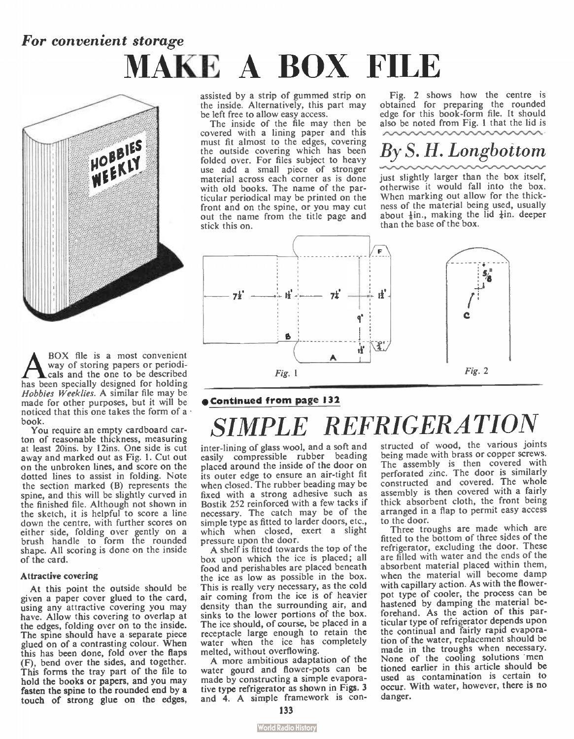*For convenient storage*

# MAKE A BOX FILE

A BOX file is a most convenient way of storing papers or periodicals and the one to be described has been specially designed for holding *Hobbies Weeklies*. A similar file may be made for other purposes, but it will be noticed that this one takes the form of a book.

You require an empty cardboard carton of reasonable thickness, measuring at least 20ins. by 12ins. One side is cut away and marked out as Fig. 1. Cut out on the unbroken lines, and score on the dotted lines to assist in folding. Note the section marked (B) represents the spine, and this will be slightly curved in the finished file. Although not shown in the sketch, it is helpful to score a line down the centre, with further scores on either side, folding over gently on a brush handle to form the rounded shape. All scoring is done on the inside of the card.

### Attractive covering

At this point the outside should be given a paper cover glued to the card, using any attractive covering you may have. Allow this covering to overlap at the edges, folding over on to the inside. The spine should have a separate piece glued on of a contrasting colour. When this has been done, fold over the flaps (F), bend over the sides, and together. This forms the tray part of the file to hold the books or papers, and you may fasten the spine to the rounded end by a touch of strong glue on the edges, assisted by a strip of gummed strip on the inside. Alternatively, this part may be left free to allow easy access.

The inside of the file may then be covered with a lining paper and this must fit almost to the edges, covering the outside covering which has been folded over. For files subject to heavy use add a small piece of stronger material across each corner as is done with old books. The name of the particular periodical may be printed on the front and on the spine, or you may cut out the name from the title page and stick this on.

Fig. 2 shows how the centre is obtained for preparing the rounded edge for this book-form file. It should also be noted from Fig. 1 that the lid is just slightly larger than the box itself, otherwise it would fall into the box. When marking out allow for the thickness of the material being used, usually about ⅛in., making the lid ⅛in. deeper than the base of the box.

*By S. H. Longbottom*

Fig. 1

Fig. 2

**● Continued from page 132**

# *SIMPLE REFRIGERATION*

inter-lining of glass wool, and a soft and easily compressible rubber beading placed around the inside of the door on its outer edge to ensure an air-tight fit when closed. The rubber beading may be fixed with a strong adhesive such as Bostik 252 reinforced with a few tacks if necessary. The catch may be of the simple type as fitted to larder doors, etc., which when closed, exert a slight pressure upon the door.

A shelf is fitted towards the top of the box upon which the ice is placed; all food and perishables are placed beneath the ice as low as possible in the box. This is really very necessary, as the cold air coming from the ice is of heavier density than the surrounding air, and sinks to the lower portions of the box. The ice should, of course, be placed in a receptacle large enough to retain the water when the ice has completely melted, without overflowing.

A more ambitious adaptation of the water gourd and flower-pots can be made by constructing a simple evaporative type refrigerator as shown in Figs. 3 and 4. A simple framework is constructed of wood, the various joints being made with brass or copper screws. The assembly is then covered with perforated zinc. The door is similarly constructed and covered. The whole assembly is then covered with a fairly thick absorbent cloth, the front being arranged in a flap to permit easy access to the door.

Three troughs are made which are fitted to the bottom of three sides of the refrigerator, excluding the door. These are filled with water and the ends of the absorbent material placed within them, when the material will become damp with capillary action. As with the flower-pot type of cooler, the process can be hastened by damping the material beforehand. As the action of this particular type of refrigerator depends upon the continual and fairly rapid evaporation of the water, replacement should be made in the troughs when necessary. None of the cooling solutions mentioned earlier in this article should be used as contamination is certain to occur. With water, however, there is no danger.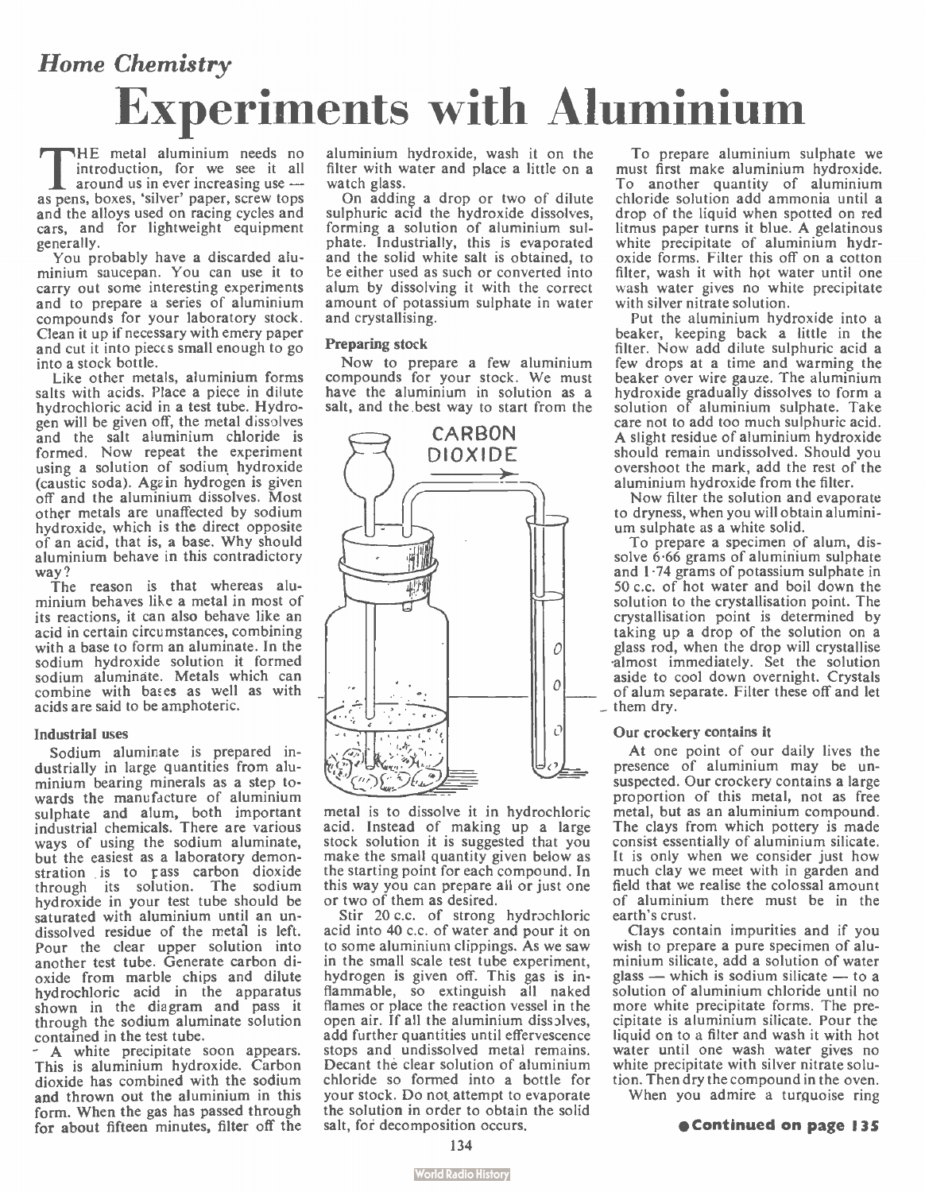*Home Chemistry*

# Experiments with Aluminium

THE metal aluminium needs no introduction, for we see it all around us in ever increasing use — as pens, boxes, 'silver' paper, screw tops and the alloys used on racing cycles and cars, and for lightweight equipment generally.

You probably have a discarded aluminium saucepan. You can use it to carry out some interesting experiments and to prepare a series of aluminium compounds for your laboratory stock. Clean it up if necessary with emery paper and cut it into pieces small enough to go into a stock bottle.

Like other metals, aluminium forms salts with acids. Place a piece in dilute hydrochloric acid in a test tube. Hydrogen will be given off, the metal dissolves and the salt aluminium chloride is formed. Now repeat the experiment using a solution of sodium hydroxide (caustic soda). Again hydrogen is given off and the aluminium dissolves. Most other metals are unaffected by sodium hydroxide, which is the direct opposite of an acid, that is, a base. Why should aluminium behave in this contradictory way?

The reason is that whereas aluminium behaves like a metal in most of its reactions, it can also behave like an acid in certain circumstances, combining with a base to form an aluminate. In the sodium hydroxide solution it formed sodium aluminate. Metals which can combine with bases as well as with acids are said to be amphoteric.

### Industrial uses

Sodium aluminate is prepared industrially in large quantities from aluminium bearing minerals as a step towards the manufacture of aluminium sulphate and alum, both important industrial chemicals. There are various ways of using the sodium aluminate, but the easiest as a laboratory demonstration is to pass carbon dioxide through its solution. The sodium hydroxide in your test tube should be saturated with aluminium until an undissolved residue of the metal is left. Pour the clear upper solution into another test tube. Generate carbon dioxide from marble chips and dilute hydrochloric acid in the apparatus shown in the diagram and pass it through the sodium aluminate solution contained in the test tube.

A white precipitate soon appears. This is aluminium hydroxide. Carbon dioxide has combined with the sodium and thrown out the aluminium in this form. When the gas has passed through for about fifteen minutes, filter off the aluminium hydroxide, wash it on the filter with water and place a little on a watch glass.

On adding a drop or two of dilute sulphuric acid the hydroxide dissolves, forming a solution of aluminium sulphate. Industrially, this is evaporated and the solid white salt is obtained, to be either used as such or converted into alum by dissolving it with the correct amount of potassium sulphate in water and crystallising.

### Preparing stock

Now to prepare a few aluminium compounds for your stock. We must have the aluminium in solution as a salt, and the best way to start from the metal is to dissolve it in hydrochloric acid. Instead of making up a large stock solution it is suggested that you make the small quantity given below as the starting point for each compound. In this way you can prepare all or just one or two of them as desired.

Stir 20 c.c. of strong hydrochloric acid into 40 c.c. of water and pour it on to some aluminium clippings. As we saw in the small scale test tube experiment, hydrogen is given off. This gas is inflammable, so extinguish all naked flames or place the reaction vessel in the open air. If all the aluminium dissolves, add further quantities until effervescence stops and undissolved metal remains. Decant the clear solution of aluminium chloride so formed into a bottle for your stock. Do not attempt to evaporate the solution in order to obtain the solid salt, for decomposition occurs.

To prepare aluminium sulphate we must first make aluminium hydroxide. To another quantity of aluminium chloride solution add ammonia until a drop of the liquid when spotted on red litmus paper turns it blue. A gelatinous white precipitate of aluminium hydroxide forms. Filter this off on a cotton filter, wash it with hot water until one wash water gives no white precipitate with silver nitrate solution.

Put the aluminium hydroxide into a beaker, keeping back a little in the filter. Now add dilute sulphuric acid a few drops at a time and warming the beaker over wire gauze. The aluminium hydroxide gradually dissolves to form a solution of aluminium sulphate. Take care not to add too much sulphuric acid. A slight residue of aluminium hydroxide should remain undissolved. Should you overshoot the mark, add the rest of the aluminium hydroxide from the filter.

Now filter the solution and evaporate to dryness, when you will obtain aluminium sulphate as a white solid.

To prepare a specimen of alum, dissolve 6·66 grams of aluminium sulphate and 1·74 grams of potassium sulphate in 50 c.c. of hot water and boil down the solution to the crystallisation point. The crystallisation point is determined by taking up a drop of the solution on a glass rod, when the drop will crystallise almost immediately. Set the solution aside to cool down overnight. Crystals of alum separate. Filter these off and let them dry.

### Our crockery contains it

At one point of our daily lives the presence of aluminium may be unsuspected. Our crockery contains a large proportion of this metal, not as free metal, but as an aluminium compound. The clays from which pottery is made consist essentially of aluminium silicate. It is only when we consider just how much clay we meet with in garden and field that we realise the colossal amount of aluminium there must be in the earth's crust.

Clays contain impurities and if you wish to prepare a pure specimen of aluminium silicate, add a solution of water glass — which is sodium silicate — to a solution of aluminium chloride until no more white precipitate forms. The precipitate is aluminium silicate. Pour the liquid on to a filter and wash it with hot water until one wash water gives no white precipitate with silver nitrate solution. Then dry the compound in the oven.

When you admire a turquoise ring

**Continued on page 135**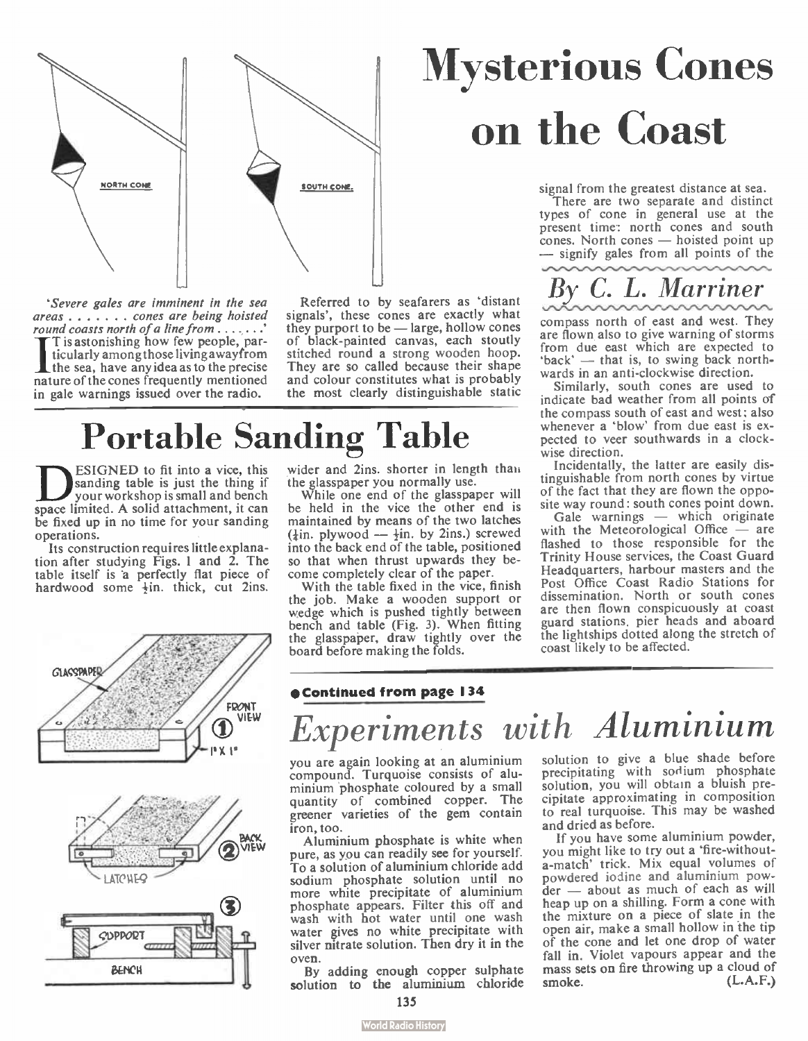# Mysterious Cones on the Coast

NORTH CONE

SOUTH CONE

*'Severe gales are imminent in the sea areas . . . . . . . cones are being hoisted round coasts north of a line from . . . . . . .'*

It is astonishing how few people, particularly among those living away from the sea, have any idea as to the precise nature of the cones frequently mentioned in gale warnings issued over the radio.

Referred to by seafarers as 'distant signals', these cones are exactly what they purport to be — large, hollow cones of black-painted canvas, each stoutly stitched round a strong wooden hoop. They are so called because their shape and colour constitutes what is probably the most clearly distinguishable static signal from the greatest distance at sea.

There are two separate and distinct types of cone in general use at the present time: north cones and south cones. North cones — hoisted point up — signify gales from all points of the compass north of east and west. They are flown also to give warning of storms from due east which are expected to 'back' — that is, to swing back northwards in an anti-clockwise direction.

*By C. L. Marriner*

Similarly, south cones are used to indicate bad weather from all points of the compass south of east and west; also whenever a 'blow' from due east is expected to veer southwards in a clockwise direction.

Incidentally, the latter are easily distinguishable from north cones by virtue of the fact that they are flown the opposite way round: south cones point down.

Gale warnings — which originate with the Meteorological Office — are flashed to those responsible for the Trinity House services, the Coast Guard Headquarters, harbour masters and the Post Office Coast Radio Stations for dissemination. North or south cones are then flown conspicuously at coast guard stations, pier heads and aboard the lightships dotted along the stretch of coast likely to be affected.

# Portable Sanding Table

DESIGNED to fit into a vice, this sanding table is just the thing if your workshop is small and bench space limited. A solid attachment, it can be fixed up in no time for your sanding operations.

Its construction requires little explanation after studying Figs. 1 and 2. The table itself is a perfectly flat piece of hardwood some ½in. thick, cut 2ins. wider and 2ins. shorter in length than the glasspaper you normally use.

While one end of the glasspaper will be held in the vice the other end is maintained by means of the two latches (¼in. plywood — ½in. by 2ins.) screwed into the back end of the table, positioned so that when thrust upwards they become completely clear of the paper.

With the table fixed in the vice, finish the job. Make a wooden support or wedge which is pushed tightly between bench and table (Fig. 3). When fitting the glasspaper, draw tightly over the board before making the folds.

GLASSPAPER — FRONT VIEW ① — 1" X 1"

BACK VIEW ② — LATCHES

③ SUPPORT — BENCH

**Continued from page 134**

## *Experiments with Aluminium*

you are again looking at an aluminium compound. Turquoise consists of aluminium phosphate coloured by a small quantity of combined copper. The greener varieties of the gem contain iron, too.

Aluminium phosphate is white when pure, as you can readily see for yourself. To a solution of aluminium chloride add sodium phosphate solution until no more white precipitate of aluminium phosphate appears. Filter this off and wash with hot water until one wash water gives no white precipitate with silver nitrate solution. Then dry it in the oven.

By adding enough copper sulphate solution to the aluminium chloride solution to give a blue shade before precipitating with sodium phosphate solution, you will obtain a bluish precipitate approximating in composition to real turquoise. This may be washed and dried as before.

If you have some aluminium powder, you might like to try out a 'fire-without-a-match' trick. Mix equal volumes of powdered iodine and aluminium powder — about as much of each as will heap up on a shilling. Form a cone with the mixture on a piece of slate in the open air, make a small hollow in the tip of the cone and let one drop of water fall in. Violet vapours appear and the mass sets on fire throwing up a cloud of smoke. (L.A.F.)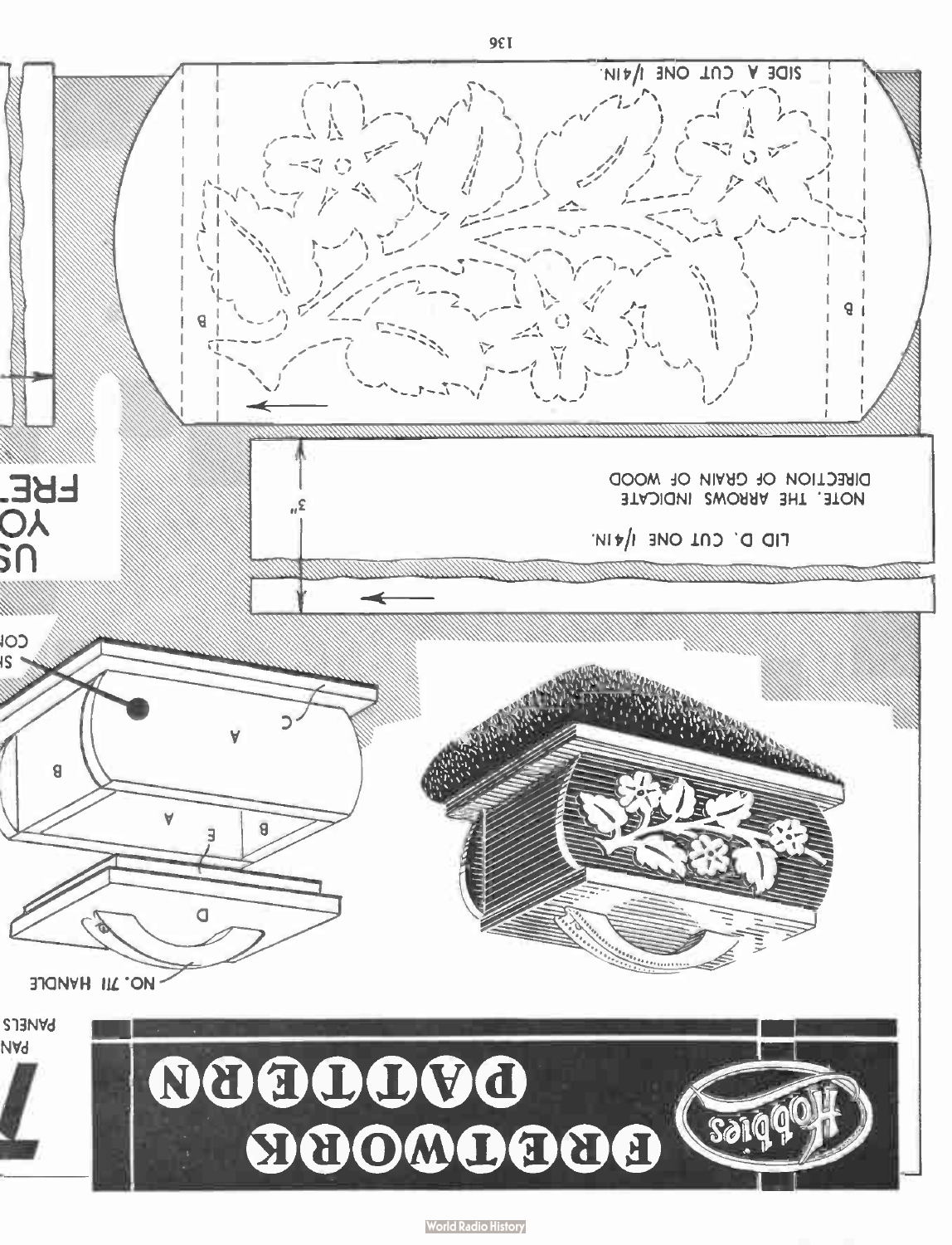# Hobbies FRETWORK PATTERN

SIDE A. CUT ONE 1/4IN.

B

B

LID D. CUT ONE 1/4IN.

NOTE. THE ARROWS INDICATE DIRECTION OF GRAIN OF WOOD

3"

A

A

B

B

C

E

D

NO. 711 HANDLE

PANELS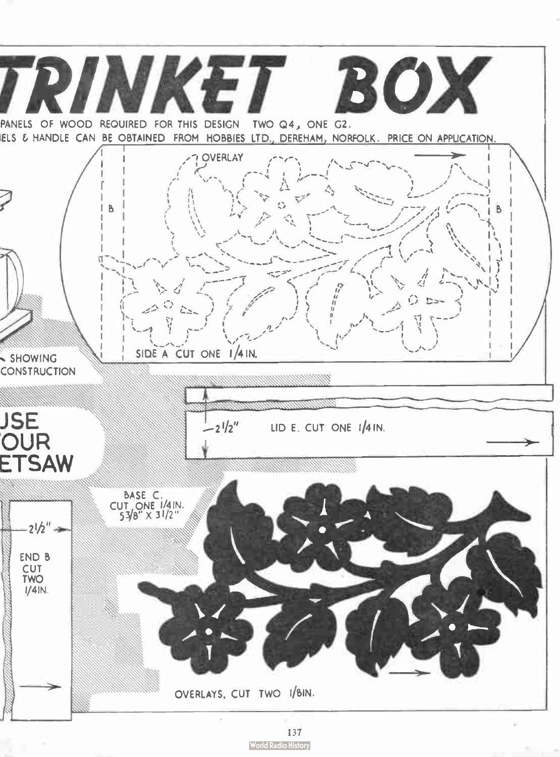# TRINKET BOX

PANELS OF WOOD REQUIRED FOR THIS DESIGN TWO Q4, ONE G2.

IELS & HANDLE CAN BE OBTAINED FROM HOBBIES LTD., DEREHAM, NORFOLK. PRICE ON APPLICATION.

OVERLAY

B

B

SIDE A CUT ONE 1/4 IN.

SHOWING CONSTRUCTION

USE YOUR FRETSAW

2 1/2"

LID E. CUT ONE 1/4 IN.

BASE C. CUT ONE 1/4 IN. 5 3/8" X 3 1/2"

2 1/2"

END B CUT TWO 1/4 IN.

OVERLAYS. CUT TWO 1/8 IN.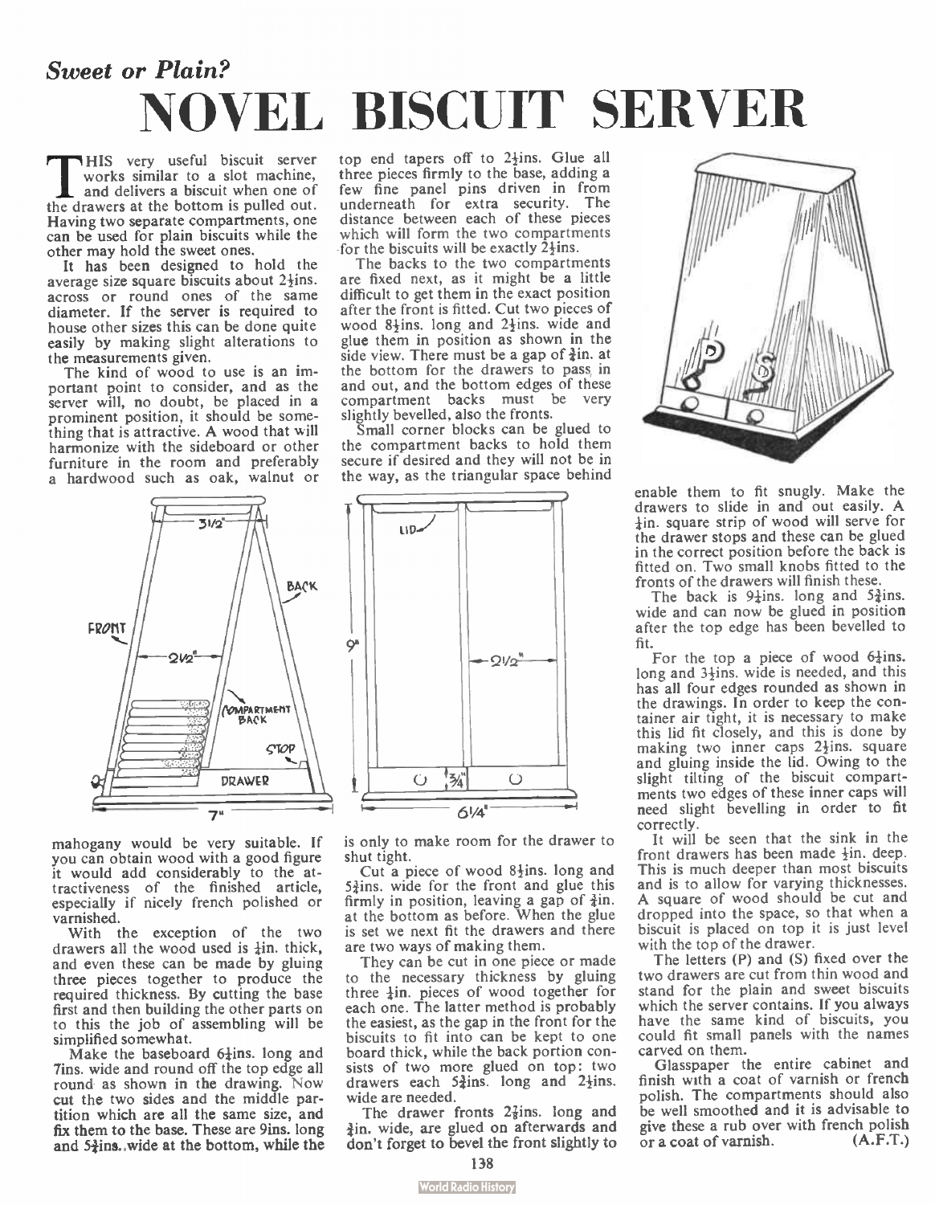*Sweet or Plain?*

# NOVEL BISCUIT SERVER

THIS very useful biscuit server works similar to a slot machine, and delivers a biscuit when one of the drawers at the bottom is pulled out. Having two separate compartments, one can be used for plain biscuits while the other may hold the sweet ones.

It has been designed to hold the average size square biscuits about 2½ins. across or round ones of the same diameter. If the server is required to house other sizes this can be done quite easily by making slight alterations to the measurements given.

The kind of wood to use is an important point to consider, and as the server will, no doubt, be placed in a prominent position, it should be something that is attractive. A wood that will harmonize with the sideboard or other furniture in the room and preferably a hardwood such as oak, walnut or mahogany would be very suitable. If you can obtain wood with a good figure it would add considerably to the attractiveness of the finished article, especially if nicely french polished or varnished.

With the exception of the two drawers all the wood used is ¼in. thick, and even these can be made by gluing three pieces together to produce the required thickness. By cutting the base first and then building the other parts on to this the job of assembling will be simplified somewhat.

Make the baseboard 6¼ins. long and 7ins. wide and round off the top edge all round as shown in the drawing. Now cut the two sides and the middle partition which are all the same size, and fix them to the base. These are 9ins. long and 5¾ins. wide at the bottom, while the top end tapers off to 2½ins. Glue all three pieces firmly to the base, adding a few fine panel pins driven in from underneath for extra security. The distance between each of these pieces which will form the two compartments for the biscuits will be exactly 2½ins.

The backs to the two compartments are fixed next, as it might be a little difficult to get them in the exact position after the front is fitted. Cut two pieces of wood 8½ins. long and 2½ins. wide and glue them in position as shown in the side view. There must be a gap of ¾in. at the bottom for the drawers to pass in and out, and the bottom edges of these compartment backs must be very slightly bevelled, also the fronts.

Small corner blocks can be glued to the compartment backs to hold them secure if desired and they will not be in the way, as the triangular space behind is only to make room for the drawer to shut tight.

Cut a piece of wood 8½ins. long and 5¾ins. wide for the front and glue this firmly in position, leaving a gap of ¾in. at the bottom as before. When the glue is set we next fit the drawers and there are two ways of making them.

They can be cut in one piece or made to the necessary thickness by gluing three ¼in. pieces of wood together for each one. The latter method is probably the easiest, as the gap in the front for the biscuits to fit into can be kept to one board thick, while the back portion consists of two more glued on top: two drawers each 5¾ins. long and 2½ins. wide are needed.

The drawer fronts 2¾ins. long and ¾in. wide, are glued on afterwards and don't forget to bevel the front slightly to enable them to fit snugly. Make the drawers to slide in and out easily. A ¼in. square strip of wood will serve for the drawer stops and these can be glued in the correct position before the back is fitted on. Two small knobs fitted to the fronts of the drawers will finish these.

The back is 9¼ins. long and 5¾ins. wide and can now be glued in position after the top edge has been bevelled to fit.

For the top a piece of wood 6¼ins. long and 3½ins. wide is needed, and this has all four edges rounded as shown in the drawings. In order to keep the container air tight, it is necessary to make this lid fit closely, and this is done by making two inner caps 2½ins. square and gluing inside the lid. Owing to the slight tilting of the biscuit compartments two edges of these inner caps will need slight bevelling in order to fit correctly.

It will be seen that the sink in the front drawers has been made ½in. deep. This is much deeper than most biscuits and is to allow for varying thicknesses. A square of wood should be cut and dropped into the space, so that when a biscuit is placed on top it is just level with the top of the drawer.

The letters (P) and (S) fixed over the two drawers are cut from thin wood and stand for the plain and sweet biscuits which the server contains. If you always have the same kind of biscuits, you could fit small panels with the names carved on them.

Glasspaper the entire cabinet and finish with a coat of varnish or french polish. The compartments should also be well smoothed and it is advisable to give these a rub over with french polish or a coat of varnish. (A.F.T.)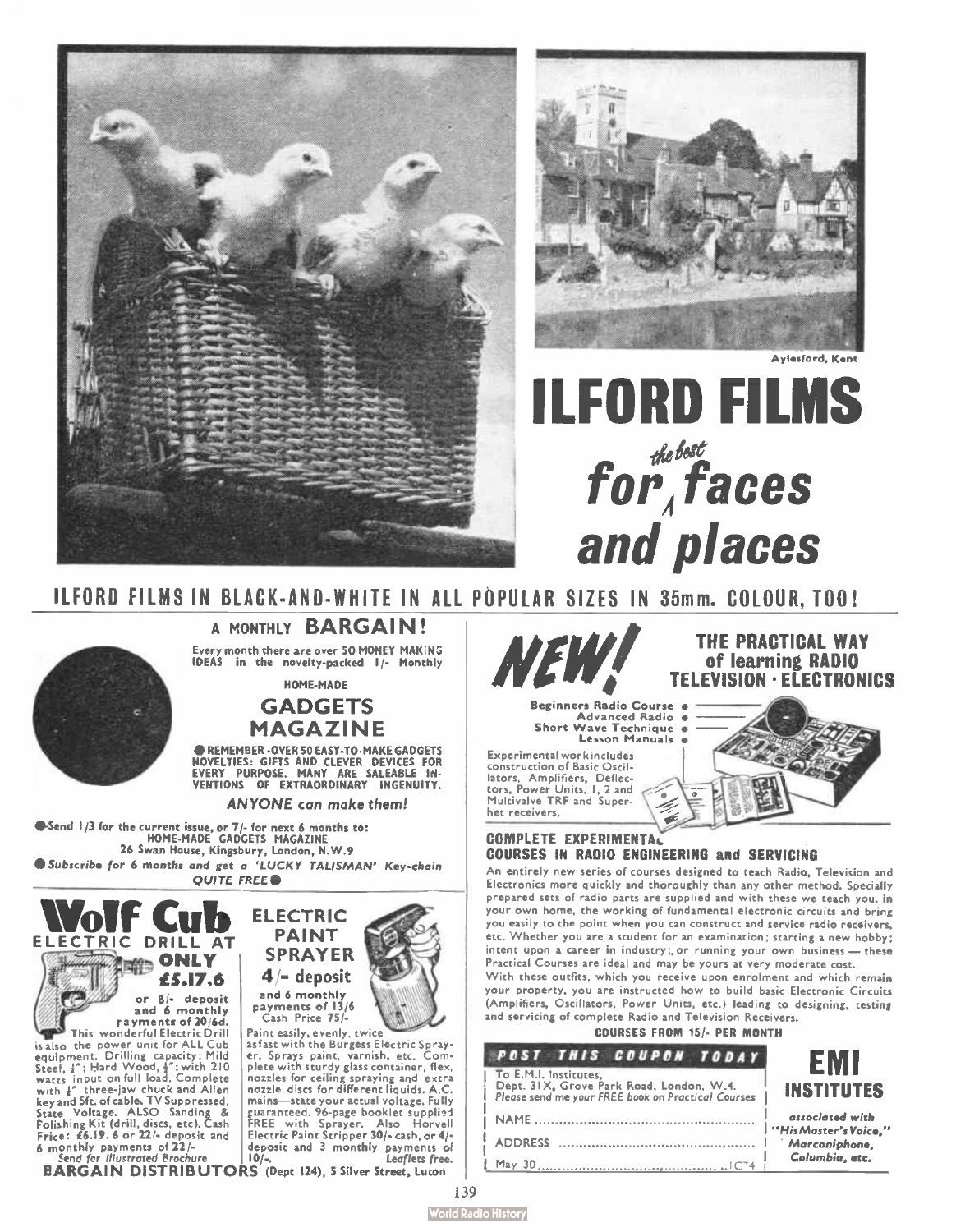Aylesford, Kent

# ILFORD FILMS

## for the best faces and places

**ILFORD FILMS IN BLACK-AND-WHITE IN ALL POPULAR SIZES IN 35mm. COLOUR, TOO!**

---

A MONTHLY **BARGAIN!**

Every month there are over 50 MONEY MAKING IDEAS in the novelty-packed 1/- Monthly

HOME-MADE

## GADGETS MAGAZINE

● REMEMBER - OVER 50 EASY-TO-MAKE GADGETS NOVELTIES: GIFTS AND CLEVER DEVICES FOR EVERY PURPOSE. MANY ARE SALEABLE INVENTIONS OF EXTRAORDINARY INGENUITY.

*ANYONE can make them!*

● Send 1/3 for the current issue, or 7/- for next 6 months to:
HOME-MADE GADGETS MAGAZINE
26 Swan House, Kingsbury, London, N.W.9

● *Subscribe for 6 months and get a 'LUCKY TALISMAN' Key-chain QUITE FREE* ●

---

## Wolf Cub
**ELECTRIC DRILL AT ONLY £5.17.6**

or 8/- deposit and 6 monthly payments of 20/6d.

This wonderful Electric Drill is also the power unit for ALL Cub equipment. Drilling capacity: Mild Steel, ¼"; Hard Wood, ½"; with 210 watts input on full load. Complete with ¼" three-jaw chuck and Allen key and 5ft. of cable. TV Suppressed. State Voltage. ALSO Sanding & Polishing Kit (drill, discs, etc). Cash Price: £6.19.6 or 22/- deposit and 6 monthly payments of 22/-

*Send for Illustrated Brochure*

## ELECTRIC PAINT SPRAYER
**4/- deposit**

and 6 monthly payments of 13/6
Cash Price 75/-

Paint easily, evenly, twice as fast with the Burgess Electric Sprayer. Sprays paint, varnish, etc. Complete with sturdy glass container, flex, nozzles for ceiling spraying and extra nozzle discs for different liquids. A.C. mains—state your actual voltage. Fully guaranteed. 96-page booklet supplied FREE with Sprayer. Also Horvell Electric Paint Stripper 30/- cash, or 4/- deposit and 3 monthly payments of 10/-. *Leaflets free.*

**BARGAIN DISTRIBUTORS** (Dept 124), 5 Silver Street, Luton

---

# NEW!

## THE PRACTICAL WAY of learning RADIO TELEVISION · ELECTRONICS

- Beginners Radio Course
- Advanced Radio
- Short Wave Technique
- Lesson Manuals

Experimental work includes construction of Basic Oscillators, Amplifiers, Deflectors, Power Units, 1, 2 and Multivalve TRF and Superhet receivers.

### COMPLETE EXPERIMENTAL COURSES IN RADIO ENGINEERING and SERVICING

An entirely new series of courses designed to teach Radio, Television and Electronics more quickly and thoroughly than any other method. Specially prepared sets of radio parts are supplied and with these we teach you, in your own home, the working of fundamental electronic circuits and bring you easily to the point when you can construct and service radio receivers, etc. Whether you are a student for an examination; starting a new hobby; intent upon a career in industry; or running your own business — these Practical Courses are ideal and may be yours at very moderate cost.

With these outfits, which you receive upon enrolment and which remain your property, you are instructed how to build basic Electronic Circuits (Amplifiers, Oscillators, Power Units, etc.) leading to designing, testing and servicing of complete Radio and Television Receivers.

**COURSES FROM 15/- PER MONTH**

**POST THIS COUPON TODAY**

To E.M.I. Institutes,
Dept. 31X, Grove Park Road, London, W.4.
*Please send me your FREE book on Practical Courses*

NAME ..............................................

ADDRESS ..............................................

May 30 .............................................. IC74

## EMI INSTITUTES

*associated with "His Master's Voice," Marconiphone, Columbia, etc.*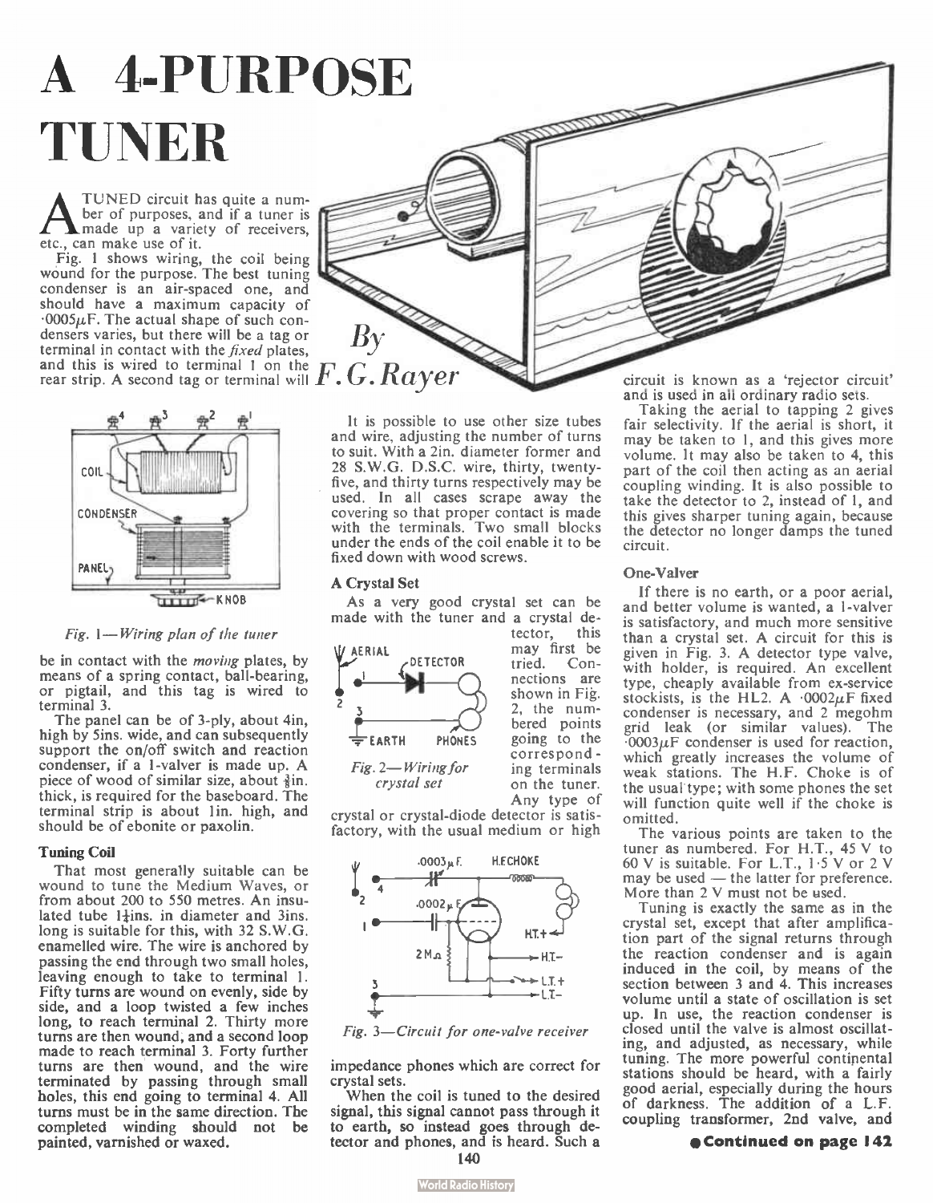# A 4-PURPOSE TUNER

By F. G. Rayer

A TUNED circuit has quite a number of purposes, and if a tuner is made up a variety of receivers, etc., can make use of it.

Fig. 1 shows wiring, the coil being wound for the purpose. The best tuning condenser is an air-spaced one, and should have a maximum capacity of ·0005$\mu$F. The actual shape of such condensers varies, but there will be a tag or terminal in contact with the *fixed* plates, and this is wired to terminal 1 on the rear strip. A second tag or terminal will be in contact with the *moving* plates, by means of a spring contact, ball-bearing, or pigtail, and this tag is wired to terminal 3.

*Fig. 1—Wiring plan of the tuner*

The panel can be of 3-ply, about 4in. high by 5ins. wide, and can subsequently support the on/off switch and reaction condenser, if a 1-valver is made up. A piece of wood of similar size, about ⅜in. thick, is required for the baseboard. The terminal strip is about 1in. high, and should be of ebonite or paxolin.

### Tuning Coil

That most generally suitable can be wound to tune the Medium Waves, or from about 200 to 550 metres. An insulated tube 1¼ins. in diameter and 3ins. long is suitable for this, with 32 S.W.G. enamelled wire. The wire is anchored by passing the end through two small holes, leaving enough to take to terminal 1. Fifty turns are wound on evenly, side by side, and a loop twisted a few inches long, to reach terminal 2. Thirty more turns are then wound, and a second loop made to reach terminal 3. Forty further turns are then wound, and the wire terminated by passing through small holes, this end going to terminal 4. All turns must be in the same direction. The completed winding should not be painted, varnished or waxed.

It is possible to use other size tubes and wire, adjusting the number of turns to suit. With a 2in. diameter former and 28 S.W.G. D.S.C. wire, thirty, twenty-five, and thirty turns respectively may be used. In all cases scrape away the covering so that proper contact is made with the terminals. Two small blocks under the ends of the coil enable it to be fixed down with wood screws.

### A Crystal Set

As a very good crystal set can be made with the tuner and a crystal detector, this may first be tried. Connections are shown in Fig. 2, the numbered points going to the corresponding terminals on the tuner. Any type of crystal or crystal-diode detector is satisfactory, with the usual medium or high impedance phones which are correct for crystal sets.

*Fig. 2—Wiring for crystal set*

*Fig. 3—Circuit for one-valve receiver*

When the coil is tuned to the desired signal, this signal cannot pass through it to earth, so instead goes through detector and phones, and is heard. Such a circuit is known as a 'rejector circuit' and is used in all ordinary radio sets.

Taking the aerial to tapping 2 gives fair selectivity. If the aerial is short, it may be taken to 1, and this gives more volume. It may also be taken to 4, this part of the coil then acting as an aerial coupling winding. It is also possible to take the detector to 2, instead of 1, and this gives sharper tuning again, because the detector no longer damps the tuned circuit.

### One-Valver

If there is no earth, or a poor aerial, and better volume is wanted, a 1-valver is satisfactory, and much more sensitive than a crystal set. A circuit for this is given in Fig. 3. A detector type valve, with holder, is required. An excellent type, cheaply available from ex-service stockists, is the HL2. A ·0002$\mu$F fixed condenser is necessary, and 2 megohm grid leak (or similar values). The ·0003$\mu$F condenser is used for reaction, which greatly increases the volume of weak stations. The H.F. Choke is of the usual type; with some phones the set will function quite well if the choke is omitted.

The various points are taken to the tuner as numbered. For H.T., 45 V to 60 V is suitable. For L.T., 1·5 V or 2 V may be used — the latter for preference. More than 2 V must not be used.

Tuning is exactly the same as in the crystal set, except that after amplification part of the signal returns through the reaction condenser and is again induced in the coil, by means of the section between 3 and 4. This increases volume until a state of oscillation is set up. In use, the reaction condenser is closed until the valve is almost oscillating, and adjusted, as necessary, while tuning. The more powerful continental stations should be heard, with a fairly good aerial, especially during the hours of darkness. The addition of a L.F. coupling transformer, 2nd valve, and

**Continued on page 142**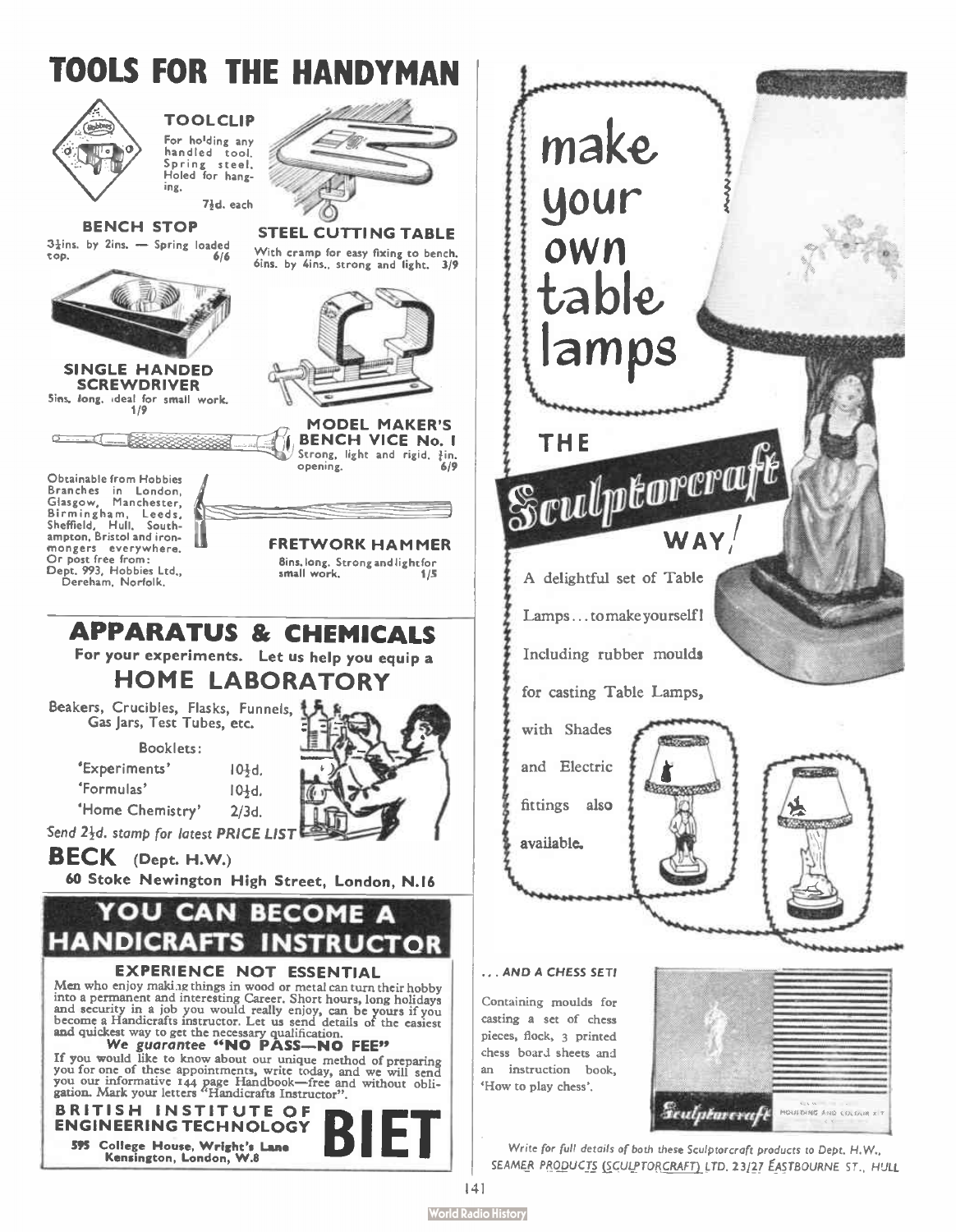# TOOLS FOR THE HANDYMAN

**TOOLCLIP**
For holding any handled tool. Spring steel. Holed for hanging.
7½d. each

**BENCH STOP**
3¼ins. by 2ins. — Spring loaded top. 6/6

**STEEL CUTTING TABLE**
With cramp for easy fixing to bench. 6ins. by 4ins., strong and light. 3/9

**SINGLE HANDED SCREWDRIVER**
5ins. long, ideal for small work. 1/9

**MODEL MAKER'S BENCH VICE No. 1**
Strong, light and rigid. ⅞in. opening. 6/9

**FRETWORK HAMMER**
8ins. long. Strong and light for small work. 1/5

Obtainable from Hobbies Branches in London, Glasgow, Manchester, Birmingham, Leeds, Sheffield, Hull, Southampton, Bristol and ironmongers everywhere. Or post free from: Dept. 993, Hobbies Ltd., Dereham, Norfolk.

## APPARATUS & CHEMICALS

For your experiments. Let us help you equip a

## HOME LABORATORY

Beakers, Crucibles, Flasks, Funnels, Gas Jars, Test Tubes, etc.

Booklets:

| | |
|---|---|
| 'Experiments' | 10½d. |
| 'Formulas' | 10½d. |
| 'Home Chemistry' | 2/3d. |

*Send 2½d. stamp for latest PRICE LIST*

**BECK** (Dept. H.W.)
**60 Stoke Newington High Street, London, N.16**

## YOU CAN BECOME A HANDICRAFTS INSTRUCTOR

**EXPERIENCE NOT ESSENTIAL**

Men who enjoy making things in wood or metal can turn their hobby into a permanent and interesting Career. Short hours, long holidays and security in a job you would really enjoy, can be yours if you become a Handicrafts instructor. Let us send details of the easiest and quickest way to get the necessary qualification.

**We *guarantee* "NO PASS—NO FEE"**

If you would like to know about our unique method of preparing you for one of these appointments, write today, and we will send you our informative 144 page Handbook—free and without obligation. Mark your letters "Handicrafts Instructor".

**BRITISH INSTITUTE OF ENGINEERING TECHNOLOGY** **BIET**
**595 College House, Wright's Lane Kensington, London, W.8**

# make your own table lamps

## THE Sculptorcraft WAY!

A delightful set of Table Lamps . . . to make yourself! Including rubber moulds for casting Table Lamps, with Shades and Electric fittings also available.

***. . . AND A CHESS SET!***

Containing moulds for casting a set of chess pieces, flock, 3 printed chess board sheets and an instruction book, 'How to play chess'.

*Write for full details of both these Sculptorcraft products to Dept. H.W., SEAMER PRODUCTS (SCULPTORCRAFT) LTD. 23/27 EASTBOURNE ST., HULL*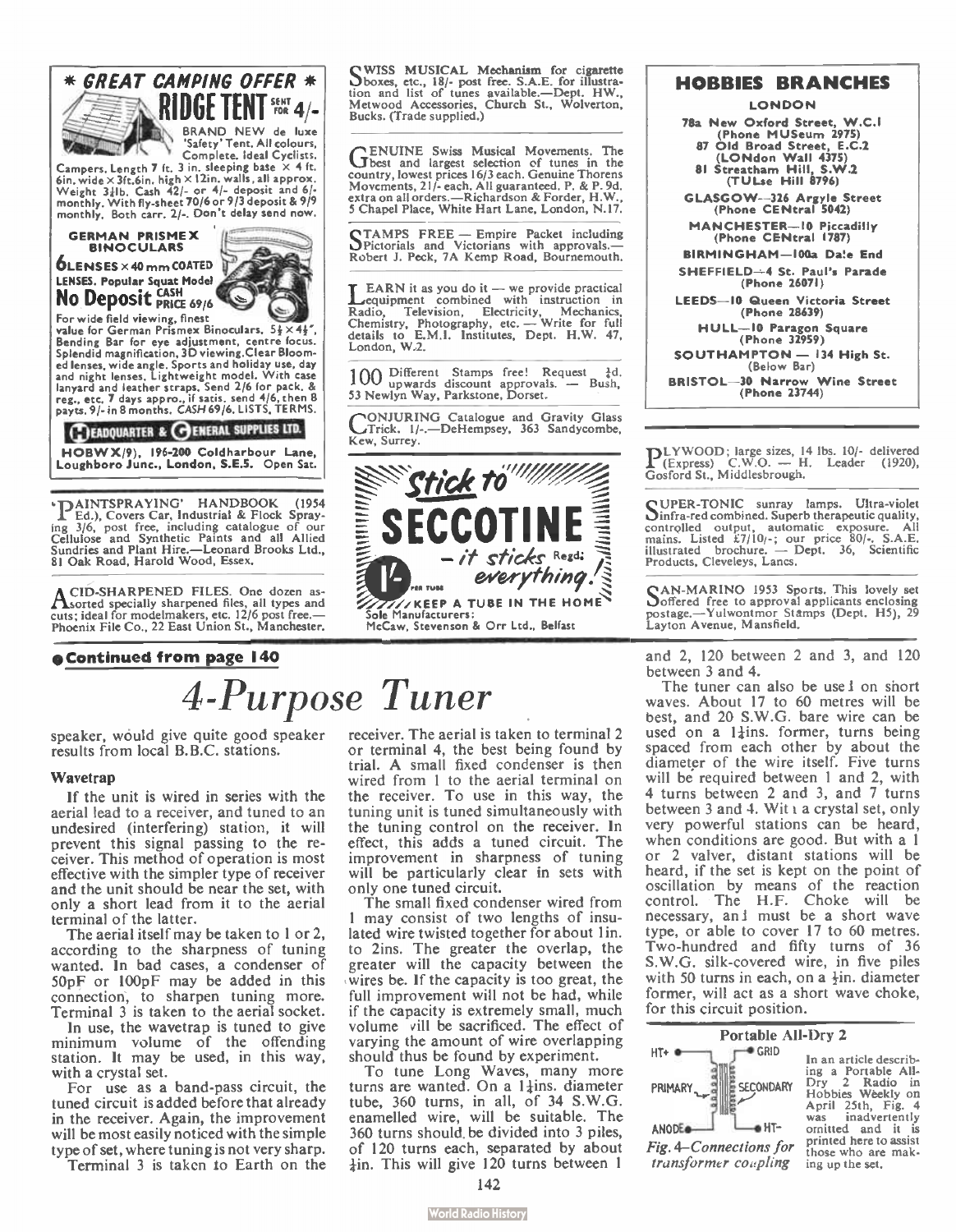## \* GREAT CAMPING OFFER \*

**RIDGE TENT** SENT FOR 4/-

BRAND NEW de luxe 'Safety' Tent. All colours, Complete. Ideal Cyclists, Campers. Length 7 ft. 3 in. sleeping base × 4 ft. 6in. wide × 3ft.6in. high × 12in. walls, all approx. Weight 3½lb. Cash 42/- or 4/- deposit and 6/- monthly. With fly-sheet 70/6 or 9/3 deposit & 9/9 monthly. Both carr. 2/-. Don't delay send now.

**GERMAN PRISMEX BINOCULARS**

**6 LENSES × 40 mm COATED LENSES. Popular Squat Model**

**No Deposit** CASH PRICE 69/6

For wide field viewing, finest value for German Prismex Binoculars. 5½ × 4½". Bending Bar for eye adjustment, centre focus. Splendid magnification, 3D viewing. Clear Bloomed lenses, wide angle. Sports and holiday use, day and night lenses. Lightweight model. With case lanyard and leather straps. Send 2/6 for pack. & reg., etc. 7 days appro., if satis. send 4/6, then 8 payts. 9/- in 8 months. CASH 69/6. LISTS, TERMS.

**HEADQUARTER & GENERAL SUPPLIES LTD.**

**HOBWX/9), 196-200 Coldharbour Lane, Loughboro Junc., London, S.E.5. Open Sat.**

---

'PAINTSPRAYING' HANDBOOK (1954 Ed.), Covers Car, Industrial & Flock Spraying 3/6, post free, including catalogue of our Cellulose and Synthetic Paints and all Allied Sundries and Plant Hire.—Leonard Brooks Ltd., 81 Oak Road, Harold Wood, Essex.

---

ACID-SHARPENED FILES. One dozen assorted specially sharpened files, all types and cuts; ideal for modelmakers, etc. 12/6 post free.—Phoenix File Co., 22 East Union St., Manchester.

---

SWISS MUSICAL Mechanism for cigarette boxes, etc., 18/- post free. S.A.E. for illustration and list of tunes available.—Dept. HW., Metwood Accessories, Church St., Wolverton, Bucks. (Trade supplied.)

---

GENUINE Swiss Musical Movements. The best and largest selection of tunes in the country, lowest prices 16/3 each. Genuine Thorens Movements, 21/- each. All guaranteed. P. & P. 9d. extra on all orders.—Richardson & Forder, H.W., 5 Chapel Place, White Hart Lane, London, N.17.

---

STAMPS FREE — Empire Packet including Pictorials and Victorians with approvals.—Robert J. Peck, 7A Kemp Road, Bournemouth.

---

LEARN it as you do it — we provide practical equipment combined with instruction in Radio, Television, Electricity, Mechanics, Chemistry, Photography, etc. — Write for full details to E.M.I. Institutes, Dept. H.W. 47, London, W.2.

---

100 Different Stamps free! Request ½d. upwards discount approvals. — Bush, 53 Newlyn Way, Parkstone, Dorset.

---

CONJURING Catalogue and Gravity Glass Trick. 1/-.—DeHempsey, 363 Sandycombe, Kew, Surrey.

---

**Stick to SECCOTINE** — it sticks everything! Regd.

1/- PER TUBE

KEEP A TUBE IN THE HOME

Sole Manufacturers: McCaw, Stevenson & Orr Ltd., Belfast

---

## HOBBIES BRANCHES

**LONDON**

**78a New Oxford Street, W.C.1** (Phone MUSeum 2975)
**87 Old Broad Street, E.C.2** (LONdon Wall 4375)
**81 Streatham Hill, S.W.2** (TULse Hill 8796)

**GLASGOW—326 Argyle Street** (Phone CENtral 5042)

**MANCHESTER—10 Piccadilly** (Phone CENtral 1787)

**BIRMINGHAM—100a Dale End**

**SHEFFIELD—4 St. Paul's Parade** (Phone 26071)

**LEEDS—10 Queen Victoria Street** (Phone 28639)

**HULL—10 Paragon Square** (Phone 32959)

**SOUTHAMPTON — 134 High St.** (Below Bar)

**BRISTOL—30 Narrow Wine Street** (Phone 23744)

---

PLYWOOD; large sizes, 14 lbs. 10/- delivered (Express) C.W.O. — H. Leader (1920), Gosford St., Middlesbrough.

---

SUPER-TONIC sunray lamps. Ultra-violet infra-red combined. Superb therapeutic quality, controlled output, automatic exposure. All mains. Listed £7/10/-; our price 80/-. S.A.E. illustrated brochure. — Dept. 36, Scientific Products, Cleveleys, Lancs.

---

SAN-MARINO 1953 Sports. This lovely set offered free to approval applicants enclosing postage.—Yulwontmor Stamps (Dept. H5), 29 Layton Avenue, Mansfield.

---

**● Continued from page 140**

# *4-Purpose Tuner*

speaker, would give quite good speaker results from local B.B.C. stations.

### Wavetrap

If the unit is wired in series with the aerial lead to a receiver, and tuned to an undesired (interfering) station, it will prevent this signal passing to the receiver. This method of operation is most effective with the simpler type of receiver and the unit should be near the set, with only a short lead from it to the aerial terminal of the latter.

The aerial itself may be taken to 1 or 2, according to the sharpness of tuning wanted. In bad cases, a condenser of 50pF or 100pF may be added in this connection, to sharpen tuning more. Terminal 3 is taken to the aerial socket.

In use, the wavetrap is tuned to give minimum volume of the offending station. It may be used, in this way, with a crystal set.

For use as a band-pass circuit, the tuned circuit is added before that already in the receiver. Again, the improvement will be most easily noticed with the simple type of set, where tuning is not very sharp.

Terminal 3 is taken to Earth on the receiver. The aerial is taken to terminal 2 or terminal 4, the best being found by trial. A small fixed condenser is then wired from 1 to the aerial terminal on the receiver. To use in this way, the tuning unit is tuned simultaneously with the tuning control on the receiver. In effect, this adds a tuned circuit. The improvement in sharpness of tuning will be particularly clear in sets with only one tuned circuit.

The small fixed condenser wired from 1 may consist of two lengths of insulated wire twisted together for about 1in. to 2ins. The greater the overlap, the greater will the capacity between the wires be. If the capacity is too great, the full improvement will not be had, while if the capacity is extremely small, much volume will be sacrificed. The effect of varying the amount of wire overlapping should thus be found by experiment.

To tune Long Waves, many more turns are wanted. On a 1¼ins. diameter tube, 360 turns, in all, of 34 S.W.G. enamelled wire, will be suitable. The 360 turns should be divided into 3 piles, of 120 turns each, separated by about ¼in. This will give 120 turns between 1 and 2, 120 between 2 and 3, and 120 between 3 and 4.

The tuner can also be used on short waves. About 17 to 60 metres will be best, and 20 S.W.G. bare wire can be used on a 1¼ins. former, turns being spaced from each other by about the diameter of the wire itself. Five turns will be required between 1 and 2, with 4 turns between 2 and 3, and 7 turns between 3 and 4. With a crystal set, only very powerful stations can be heard, when conditions are good. But with a 1 or 2 valver, distant stations will be heard, if the set is kept on the point of oscillation by means of the reaction control. The H.F. Choke will be necessary, and must be a short wave type, or able to cover 17 to 60 metres. Two-hundred and fifty turns of 36 S.W.G. silk-covered wire, in five piles with 50 turns in each, on a ½in. diameter former, will act as a short wave choke, for this circuit position.

### Portable All-Dry 2

HT+ — GRID — PRIMARY — SECONDARY — ANODE — HT-

*Fig. 4—Connections for transformer coupling*

In an article describing a Portable All-Dry 2 Radio in Hobbies Weekly on April 25th, Fig. 4 was inadvertently omitted and it is printed here to assist those who are making up the set.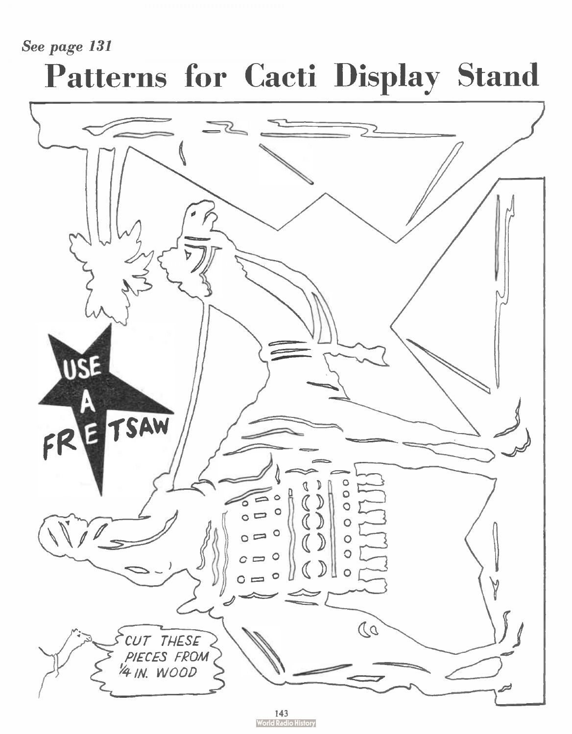*See page 131*

# Patterns for Cacti Display Stand

USE A FRETSAW

CUT THESE PIECES FROM 1/4 IN. WOOD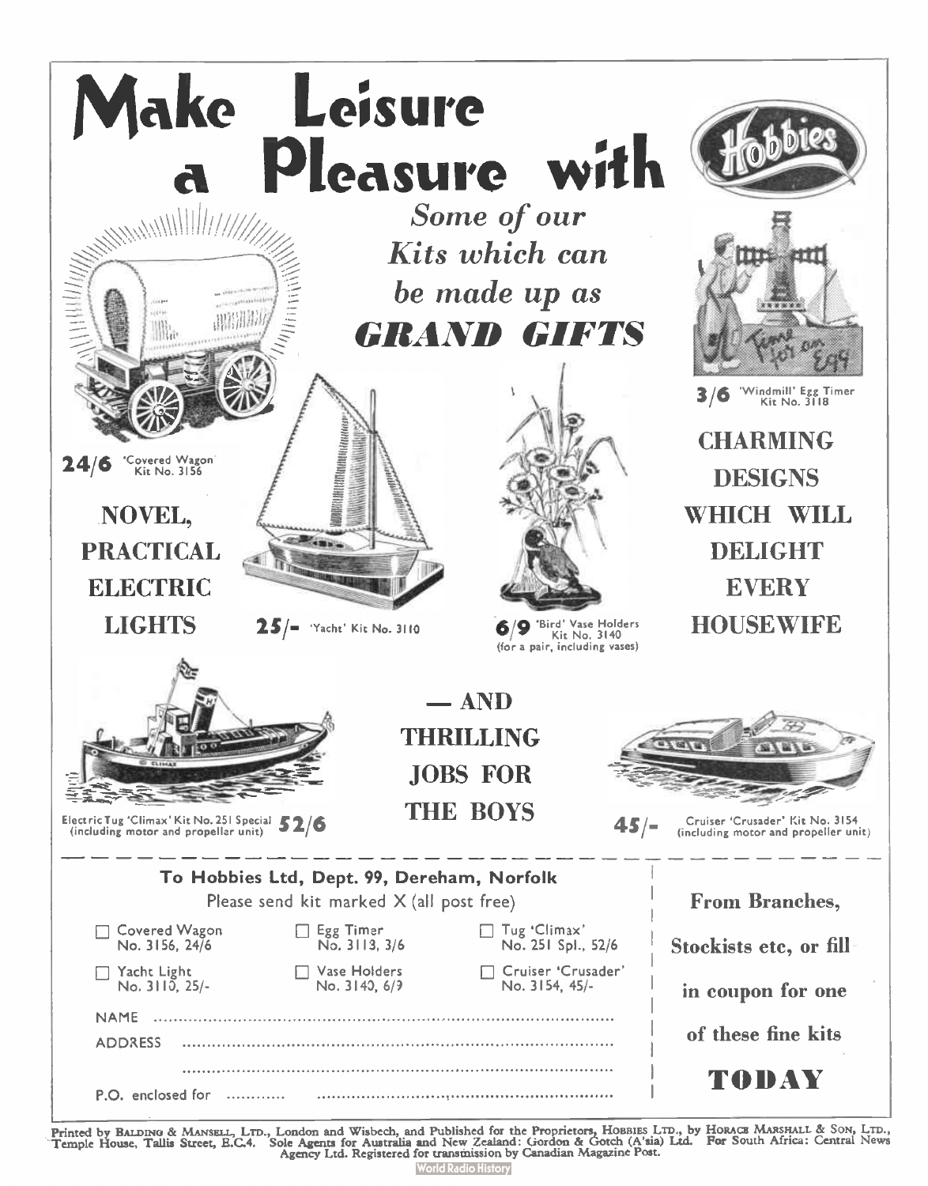# Make Leisure a Pleasure with Hobbies

*Some of our Kits which can be made up as*

## *GRAND GIFTS*

**24/6** 'Covered Wagon' Kit No. 3156

**NOVEL, PRACTICAL ELECTRIC LIGHTS**

**25/-** 'Yacht' Kit No. 3110

**6/9** 'Bird' Vase Holders Kit No. 3140 (for a pair, including vases)

**3/6** 'Windmill' Egg Timer Kit No. 3118

**CHARMING DESIGNS WHICH WILL DELIGHT EVERY HOUSEWIFE**

Electric Tug 'Climax' Kit No. 251 Special (including motor and propellar unit) **52/6**

**— AND THRILLING JOBS FOR THE BOYS**

**45/-** Cruiser 'Crusader' Kit No. 3154 (including motor and propeller unit)

---

**To Hobbies Ltd, Dept. 99, Dereham, Norfolk**

Please send kit marked X (all post free)

| | | |
|---|---|---|
| ☐ Covered Wagon No. 3156, 24/6 | ☐ Egg Timer No. 3113, 3/6 | ☐ Tug 'Climax' No. 251 Spl., 52/6 |
| ☐ Yacht Light No. 3110, 25/- | ☐ Vase Holders No. 3140, 6/9 | ☐ Cruiser 'Crusader' No. 3154, 45/- |

NAME ..............................................................

ADDRESS ..............................................................

..............................................................

P.O. enclosed for ............ ..............................................................

**From Branches, Stockists etc, or fill in coupon for one of these fine kits**

**TODAY**

Printed by Balding & Mansell, Ltd., London and Wisbech, and Published for the Proprietors, Hobbies Ltd., by Horace Marshall & Son, Ltd., Temple House, Tallis Street, E.C.4. Sole Agents for Australia and New Zealand: Gordon & Gotch (A'sia) Ltd. For South Africa: Central News Agency Ltd. Registered for transmission by Canadian Magazine Post.